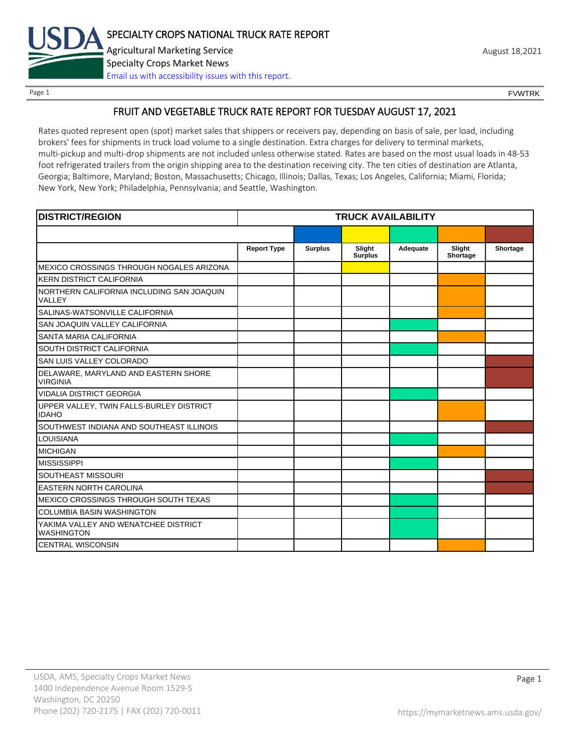# FRUIT AND VEGETABLE TRUCK RATE REPORT FOR TUESDAY AUGUST 17, 2021

Rates quoted represent open (spot) market sales that shippers or receivers pay, depending on basis of sale, per load, including brokers' fees for shipments in truck load volume to a single destination. Extra charges for delivery to terminal markets, multi-pickup and multi-drop shipments are not included unless otherwise stated. Rates are based on the most usual loads in 48-53 foot refrigerated trailers from the origin shipping area to the destination receiving city. The ten cities of destination are Atlanta, Georgia; Baltimore, Maryland; Boston, Massachusetts; Chicago, Illinois; Dallas, Texas; Los Angeles, California; Miami, Florida; New York, New York; Philadelphia, Pennsylvania; and Seattle, Washington.

| DISTRICT/REGION | TRUCK AVAILABILITY | | | | | |
|---|---|---|---|---|---|---|
| | Report Type | Surplus | Slight Surplus | Adequate | Slight Shortage | Shortage |
| MEXICO CROSSINGS THROUGH NOGALES ARIZONA | | | X | | | |
| KERN DISTRICT CALIFORNIA | | | | | X | |
| NORTHERN CALIFORNIA INCLUDING SAN JOAQUIN VALLEY | | | | | X | |
| SALINAS-WATSONVILLE CALIFORNIA | | | | | X | |
| SAN JOAQUIN VALLEY CALIFORNIA | | | | X | | |
| SANTA MARIA CALIFORNIA | | | | | X | |
| SOUTH DISTRICT CALIFORNIA | | | | X | | |
| SAN LUIS VALLEY COLORADO | | | | | | X |
| DELAWARE, MARYLAND AND EASTERN SHORE VIRGINIA | | | | | | X |
| VIDALIA DISTRICT GEORGIA | | | | X | | |
| UPPER VALLEY, TWIN FALLS-BURLEY DISTRICT IDAHO | | | | | X | |
| SOUTHWEST INDIANA AND SOUTHEAST ILLINOIS | | | | | | X |
| LOUISIANA | | | | X | | |
| MICHIGAN | | | | | X | |
| MISSISSIPPI | | | | X | | |
| SOUTHEAST MISSOURI | | | | | | X |
| EASTERN NORTH CAROLINA | | | | | | X |
| MEXICO CROSSINGS THROUGH SOUTH TEXAS | | | | X | | |
| COLUMBIA BASIN WASHINGTON | | | | X | | |
| YAKIMA VALLEY AND WENATCHEE DISTRICT WASHINGTON | | | | X | | |
| CENTRAL WISCONSIN | | | | | X | |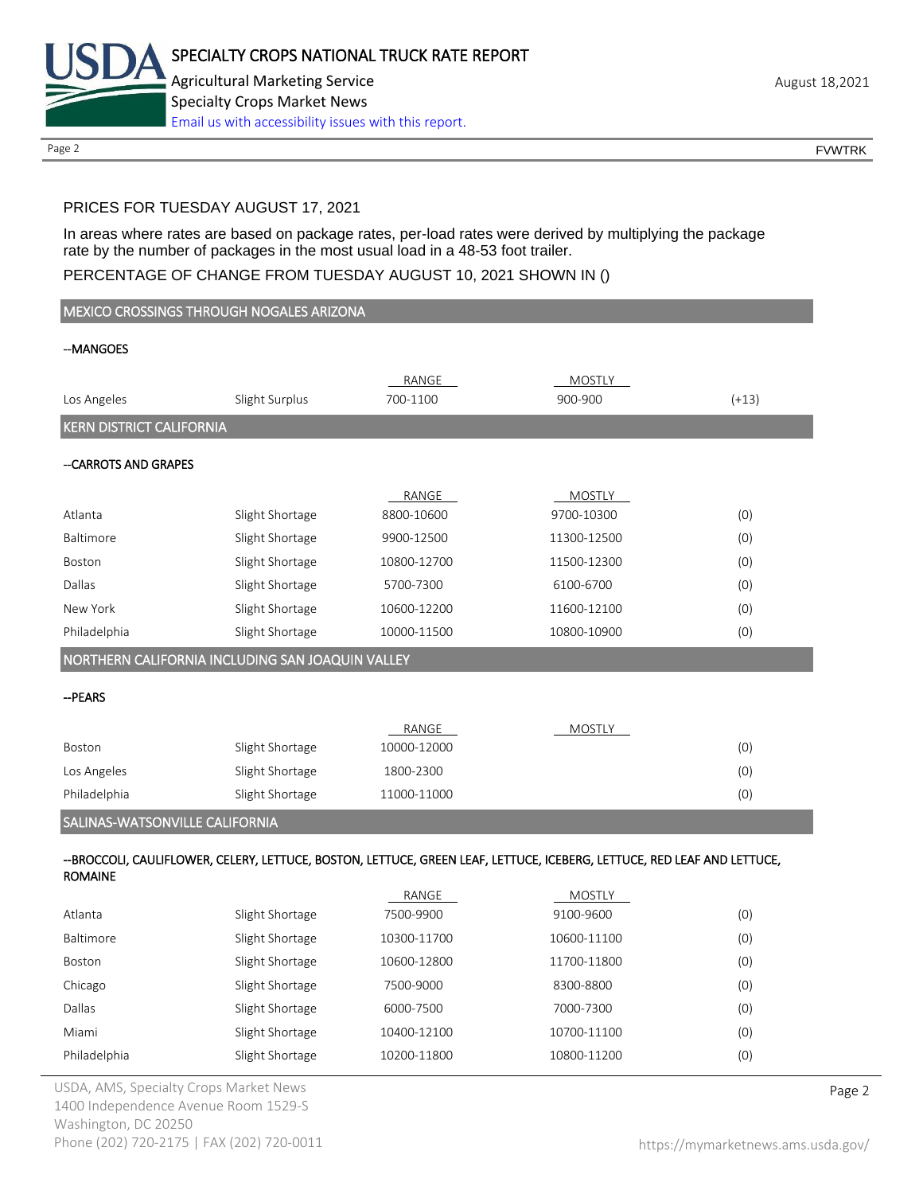PRICES FOR TUESDAY AUGUST 17, 2021

In areas where rates are based on package rates, per-load rates were derived by multiplying the package rate by the number of packages in the most usual load in a 48-53 foot trailer.

PERCENTAGE OF CHANGE FROM TUESDAY AUGUST 10, 2021 SHOWN IN ()

## MEXICO CROSSINGS THROUGH NOGALES ARIZONA

--MANGOES

| | | RANGE | MOSTLY | |
|---|---|---|---|---|
| Los Angeles | Slight Surplus | 700-1100 | 900-900 | (+13) |

## KERN DISTRICT CALIFORNIA

--CARROTS AND GRAPES

| | | RANGE | MOSTLY | |
|---|---|---|---|---|
| Atlanta | Slight Shortage | 8800-10600 | 9700-10300 | (0) |
| Baltimore | Slight Shortage | 9900-12500 | 11300-12500 | (0) |
| Boston | Slight Shortage | 10800-12700 | 11500-12300 | (0) |
| Dallas | Slight Shortage | 5700-7300 | 6100-6700 | (0) |
| New York | Slight Shortage | 10600-12200 | 11600-12100 | (0) |
| Philadelphia | Slight Shortage | 10000-11500 | 10800-10900 | (0) |

## NORTHERN CALIFORNIA INCLUDING SAN JOAQUIN VALLEY

--PEARS

| | | RANGE | MOSTLY | |
|---|---|---|---|---|
| Boston | Slight Shortage | 10000-12000 | | (0) |
| Los Angeles | Slight Shortage | 1800-2300 | | (0) |
| Philadelphia | Slight Shortage | 11000-11000 | | (0) |

## SALINAS-WATSONVILLE CALIFORNIA

--BROCCOLI, CAULIFLOWER, CELERY, LETTUCE, BOSTON, LETTUCE, GREEN LEAF, LETTUCE, ICEBERG, LETTUCE, RED LEAF AND LETTUCE, ROMAINE

| | | RANGE | MOSTLY | |
|---|---|---|---|---|
| Atlanta | Slight Shortage | 7500-9900 | 9100-9600 | (0) |
| Baltimore | Slight Shortage | 10300-11700 | 10600-11100 | (0) |
| Boston | Slight Shortage | 10600-12800 | 11700-11800 | (0) |
| Chicago | Slight Shortage | 7500-9000 | 8300-8800 | (0) |
| Dallas | Slight Shortage | 6000-7500 | 7000-7300 | (0) |
| Miami | Slight Shortage | 10400-12100 | 10700-11100 | (0) |
| Philadelphia | Slight Shortage | 10200-11800 | 10800-11200 | (0) |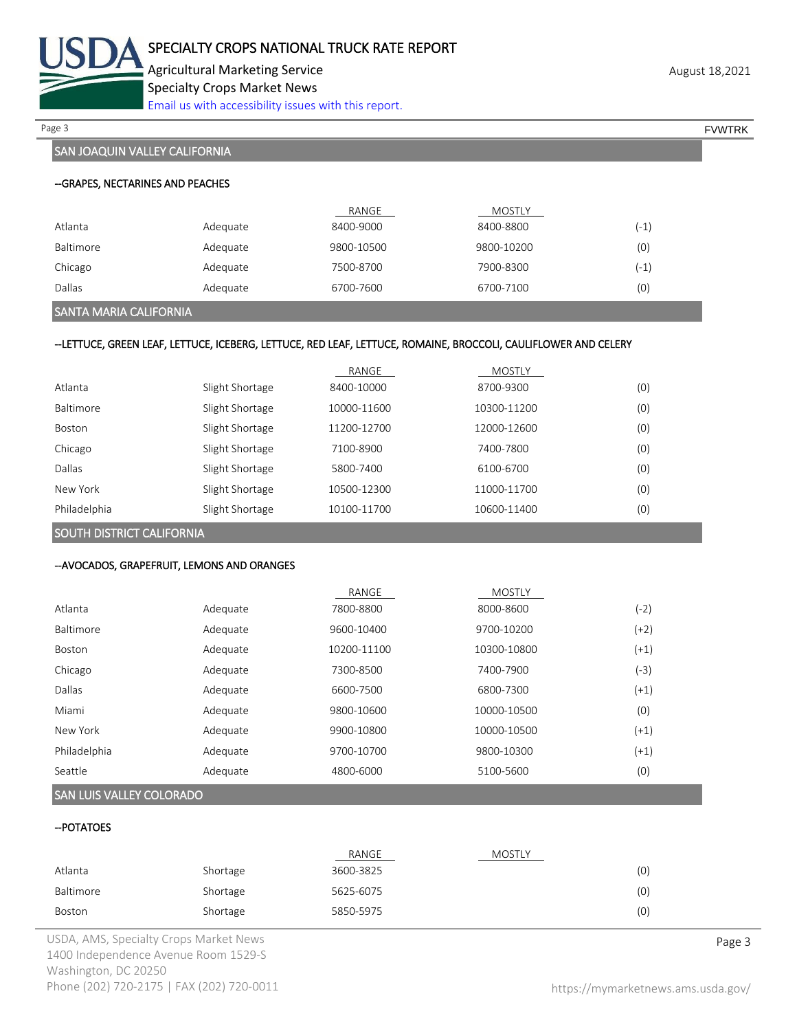## SAN JOAQUIN VALLEY CALIFORNIA

### --GRAPES, NECTARINES AND PEACHES

| | | RANGE | MOSTLY | |
|---|---|---|---|---|
| Atlanta | Adequate | 8400-9000 | 8400-8800 | (-1) |
| Baltimore | Adequate | 9800-10500 | 9800-10200 | (0) |
| Chicago | Adequate | 7500-8700 | 7900-8300 | (-1) |
| Dallas | Adequate | 6700-7600 | 6700-7100 | (0) |

## SANTA MARIA CALIFORNIA

### --LETTUCE, GREEN LEAF, LETTUCE, ICEBERG, LETTUCE, RED LEAF, LETTUCE, ROMAINE, BROCCOLI, CAULIFLOWER AND CELERY

| | | RANGE | MOSTLY | |
|---|---|---|---|---|
| Atlanta | Slight Shortage | 8400-10000 | 8700-9300 | (0) |
| Baltimore | Slight Shortage | 10000-11600 | 10300-11200 | (0) |
| Boston | Slight Shortage | 11200-12700 | 12000-12600 | (0) |
| Chicago | Slight Shortage | 7100-8900 | 7400-7800 | (0) |
| Dallas | Slight Shortage | 5800-7400 | 6100-6700 | (0) |
| New York | Slight Shortage | 10500-12300 | 11000-11700 | (0) |
| Philadelphia | Slight Shortage | 10100-11700 | 10600-11400 | (0) |

## SOUTH DISTRICT CALIFORNIA

### --AVOCADOS, GRAPEFRUIT, LEMONS AND ORANGES

| | | RANGE | MOSTLY | |
|---|---|---|---|---|
| Atlanta | Adequate | 7800-8800 | 8000-8600 | (-2) |
| Baltimore | Adequate | 9600-10400 | 9700-10200 | (+2) |
| Boston | Adequate | 10200-11100 | 10300-10800 | (+1) |
| Chicago | Adequate | 7300-8500 | 7400-7900 | (-3) |
| Dallas | Adequate | 6600-7500 | 6800-7300 | (+1) |
| Miami | Adequate | 9800-10600 | 10000-10500 | (0) |
| New York | Adequate | 9900-10800 | 10000-10500 | (+1) |
| Philadelphia | Adequate | 9700-10700 | 9800-10300 | (+1) |
| Seattle | Adequate | 4800-6000 | 5100-5600 | (0) |

## SAN LUIS VALLEY COLORADO

### --POTATOES

| | | RANGE | MOSTLY | |
|---|---|---|---|---|
| Atlanta | Shortage | 3600-3825 | | (0) |
| Baltimore | Shortage | 5625-6075 | | (0) |
| Boston | Shortage | 5850-5975 | | (0) |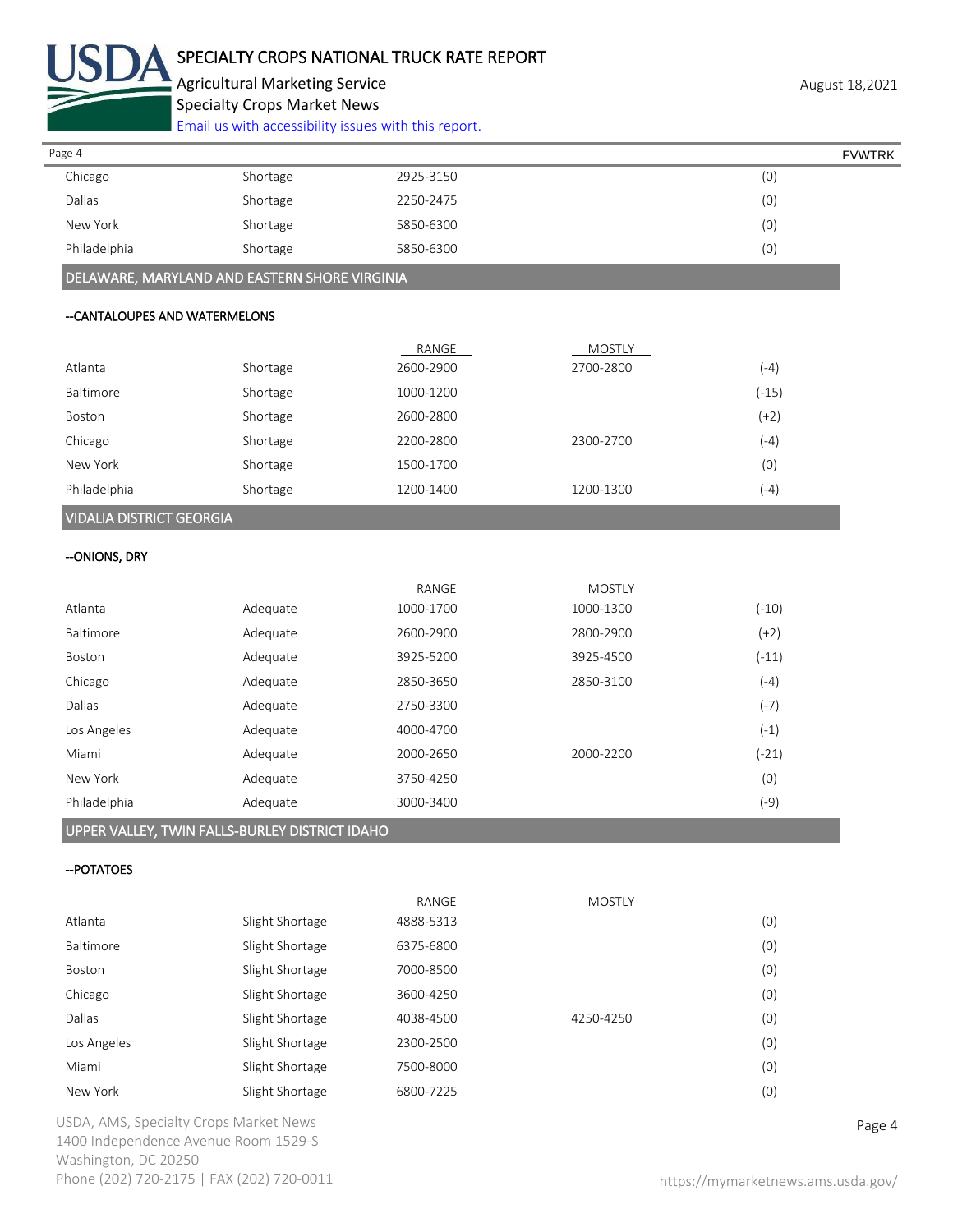| | | | | |
|---|---|---|---|---|
| Chicago | Shortage | 2925-3150 | | (0) |
| Dallas | Shortage | 2250-2475 | | (0) |
| New York | Shortage | 5850-6300 | | (0) |
| Philadelphia | Shortage | 5850-6300 | | (0) |

## DELAWARE, MARYLAND AND EASTERN SHORE VIRGINIA

### --CANTALOUPES AND WATERMELONS

| | | RANGE | MOSTLY | |
|---|---|---|---|---|
| Atlanta | Shortage | 2600-2900 | 2700-2800 | (-4) |
| Baltimore | Shortage | 1000-1200 | | (-15) |
| Boston | Shortage | 2600-2800 | | (+2) |
| Chicago | Shortage | 2200-2800 | 2300-2700 | (-4) |
| New York | Shortage | 1500-1700 | | (0) |
| Philadelphia | Shortage | 1200-1400 | 1200-1300 | (-4) |

## VIDALIA DISTRICT GEORGIA

### --ONIONS, DRY

| | | RANGE | MOSTLY | |
|---|---|---|---|---|
| Atlanta | Adequate | 1000-1700 | 1000-1300 | (-10) |
| Baltimore | Adequate | 2600-2900 | 2800-2900 | (+2) |
| Boston | Adequate | 3925-5200 | 3925-4500 | (-11) |
| Chicago | Adequate | 2850-3650 | 2850-3100 | (-4) |
| Dallas | Adequate | 2750-3300 | | (-7) |
| Los Angeles | Adequate | 4000-4700 | | (-1) |
| Miami | Adequate | 2000-2650 | 2000-2200 | (-21) |
| New York | Adequate | 3750-4250 | | (0) |
| Philadelphia | Adequate | 3000-3400 | | (-9) |

## UPPER VALLEY, TWIN FALLS-BURLEY DISTRICT IDAHO

### --POTATOES

| | | RANGE | MOSTLY | |
|---|---|---|---|---|
| Atlanta | Slight Shortage | 4888-5313 | | (0) |
| Baltimore | Slight Shortage | 6375-6800 | | (0) |
| Boston | Slight Shortage | 7000-8500 | | (0) |
| Chicago | Slight Shortage | 3600-4250 | | (0) |
| Dallas | Slight Shortage | 4038-4500 | 4250-4250 | (0) |
| Los Angeles | Slight Shortage | 2300-2500 | | (0) |
| Miami | Slight Shortage | 7500-8000 | | (0) |
| New York | Slight Shortage | 6800-7225 | | (0) |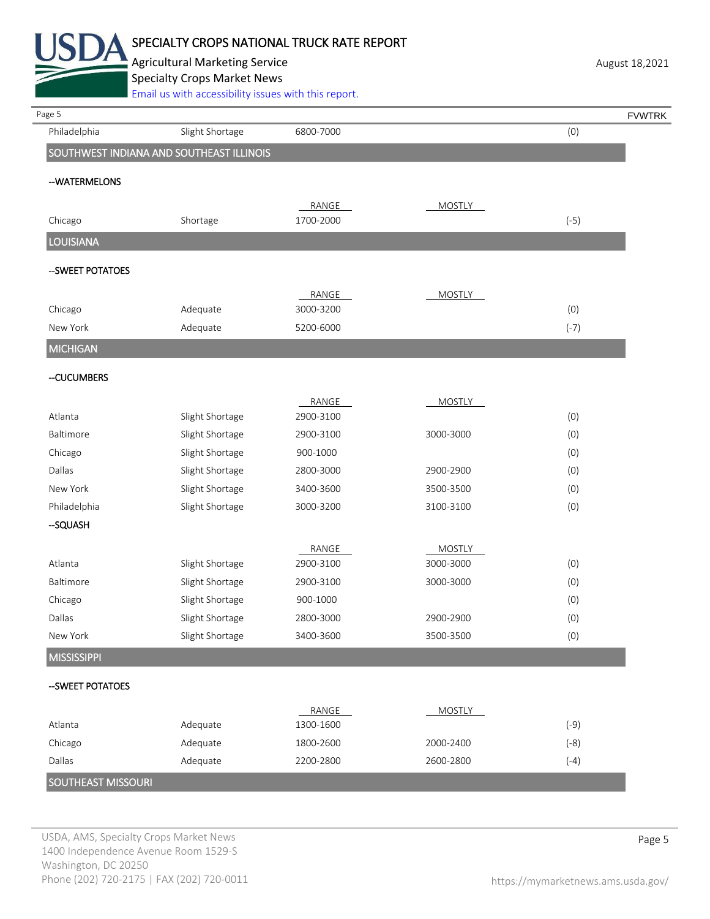| | | | | |
|---|---|---|---|---|
| Philadelphia | Slight Shortage | 6800-7000 | | (0) |

## SOUTHWEST INDIANA AND SOUTHEAST ILLINOIS

### --WATERMELONS

| | | RANGE | MOSTLY | |
|---|---|---|---|---|
| Chicago | Shortage | 1700-2000 | | (-5) |

## LOUISIANA

### --SWEET POTATOES

| | | RANGE | MOSTLY | |
|---|---|---|---|---|
| Chicago | Adequate | 3000-3200 | | (0) |
| New York | Adequate | 5200-6000 | | (-7) |

## MICHIGAN

### --CUCUMBERS

| | | RANGE | MOSTLY | |
|---|---|---|---|---|
| Atlanta | Slight Shortage | 2900-3100 | | (0) |
| Baltimore | Slight Shortage | 2900-3100 | 3000-3000 | (0) |
| Chicago | Slight Shortage | 900-1000 | | (0) |
| Dallas | Slight Shortage | 2800-3000 | 2900-2900 | (0) |
| New York | Slight Shortage | 3400-3600 | 3500-3500 | (0) |
| Philadelphia | Slight Shortage | 3000-3200 | 3100-3100 | (0) |

### --SQUASH

| | | RANGE | MOSTLY | |
|---|---|---|---|---|
| Atlanta | Slight Shortage | 2900-3100 | 3000-3000 | (0) |
| Baltimore | Slight Shortage | 2900-3100 | 3000-3000 | (0) |
| Chicago | Slight Shortage | 900-1000 | | (0) |
| Dallas | Slight Shortage | 2800-3000 | 2900-2900 | (0) |
| New York | Slight Shortage | 3400-3600 | 3500-3500 | (0) |

## MISSISSIPPI

### --SWEET POTATOES

| | | RANGE | MOSTLY | |
|---|---|---|---|---|
| Atlanta | Adequate | 1300-1600 | | (-9) |
| Chicago | Adequate | 1800-2600 | 2000-2400 | (-8) |
| Dallas | Adequate | 2200-2800 | 2600-2800 | (-4) |

## SOUTHEAST MISSOURI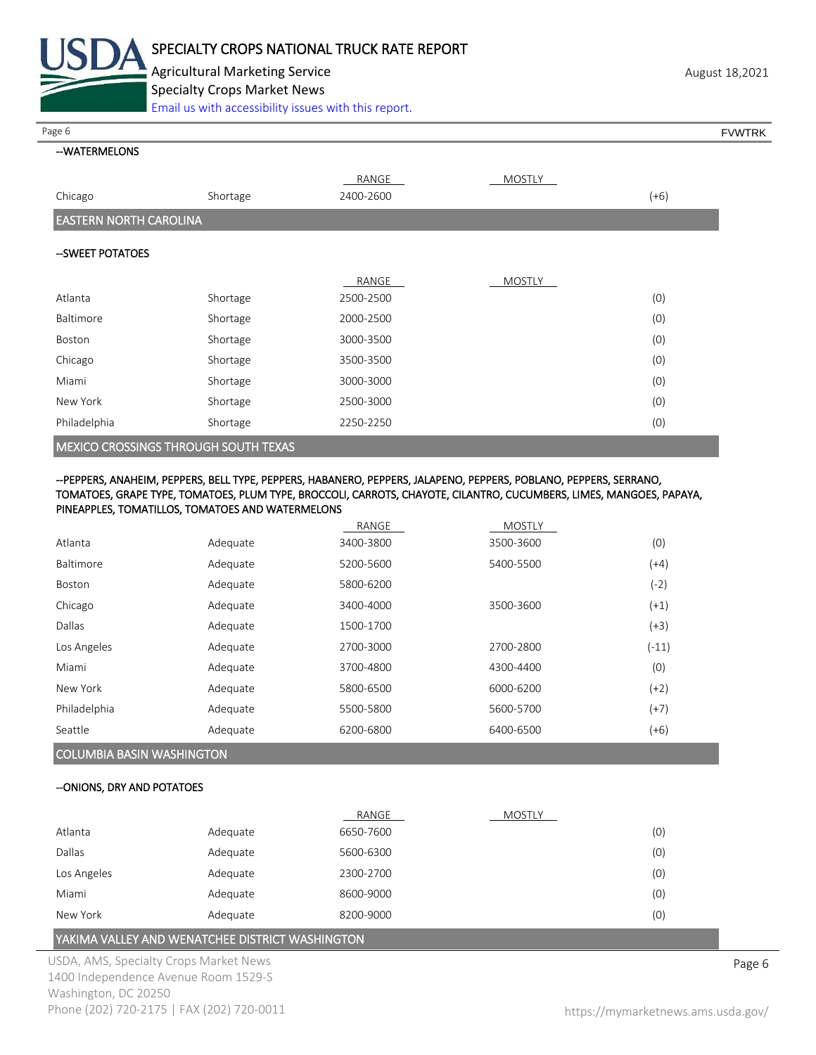--WATERMELONS

| | | RANGE | MOSTLY | |
|---|---|---|---|---|
| Chicago | Shortage | 2400-2600 | | (+6) |

## EASTERN NORTH CAROLINA

--SWEET POTATOES

| | | RANGE | MOSTLY | |
|---|---|---|---|---|
| Atlanta | Shortage | 2500-2500 | | (0) |
| Baltimore | Shortage | 2000-2500 | | (0) |
| Boston | Shortage | 3000-3500 | | (0) |
| Chicago | Shortage | 3500-3500 | | (0) |
| Miami | Shortage | 3000-3000 | | (0) |
| New York | Shortage | 2500-3000 | | (0) |
| Philadelphia | Shortage | 2250-2250 | | (0) |

## MEXICO CROSSINGS THROUGH SOUTH TEXAS

--PEPPERS, ANAHEIM, PEPPERS, BELL TYPE, PEPPERS, HABANERO, PEPPERS, JALAPENO, PEPPERS, POBLANO, PEPPERS, SERRANO, TOMATOES, GRAPE TYPE, TOMATOES, PLUM TYPE, BROCCOLI, CARROTS, CHAYOTE, CILANTRO, CUCUMBERS, LIMES, MANGOES, PAPAYA, PINEAPPLES, TOMATILLOS, TOMATOES AND WATERMELONS

| | | RANGE | MOSTLY | |
|---|---|---|---|---|
| Atlanta | Adequate | 3400-3800 | 3500-3600 | (0) |
| Baltimore | Adequate | 5200-5600 | 5400-5500 | (+4) |
| Boston | Adequate | 5800-6200 | | (-2) |
| Chicago | Adequate | 3400-4000 | 3500-3600 | (+1) |
| Dallas | Adequate | 1500-1700 | | (+3) |
| Los Angeles | Adequate | 2700-3000 | 2700-2800 | (-11) |
| Miami | Adequate | 3700-4800 | 4300-4400 | (0) |
| New York | Adequate | 5800-6500 | 6000-6200 | (+2) |
| Philadelphia | Adequate | 5500-5800 | 5600-5700 | (+7) |
| Seattle | Adequate | 6200-6800 | 6400-6500 | (+6) |

## COLUMBIA BASIN WASHINGTON

--ONIONS, DRY AND POTATOES

| | | RANGE | MOSTLY | |
|---|---|---|---|---|
| Atlanta | Adequate | 6650-7600 | | (0) |
| Dallas | Adequate | 5600-6300 | | (0) |
| Los Angeles | Adequate | 2300-2700 | | (0) |
| Miami | Adequate | 8600-9000 | | (0) |
| New York | Adequate | 8200-9000 | | (0) |

## YAKIMA VALLEY AND WENATCHEE DISTRICT WASHINGTON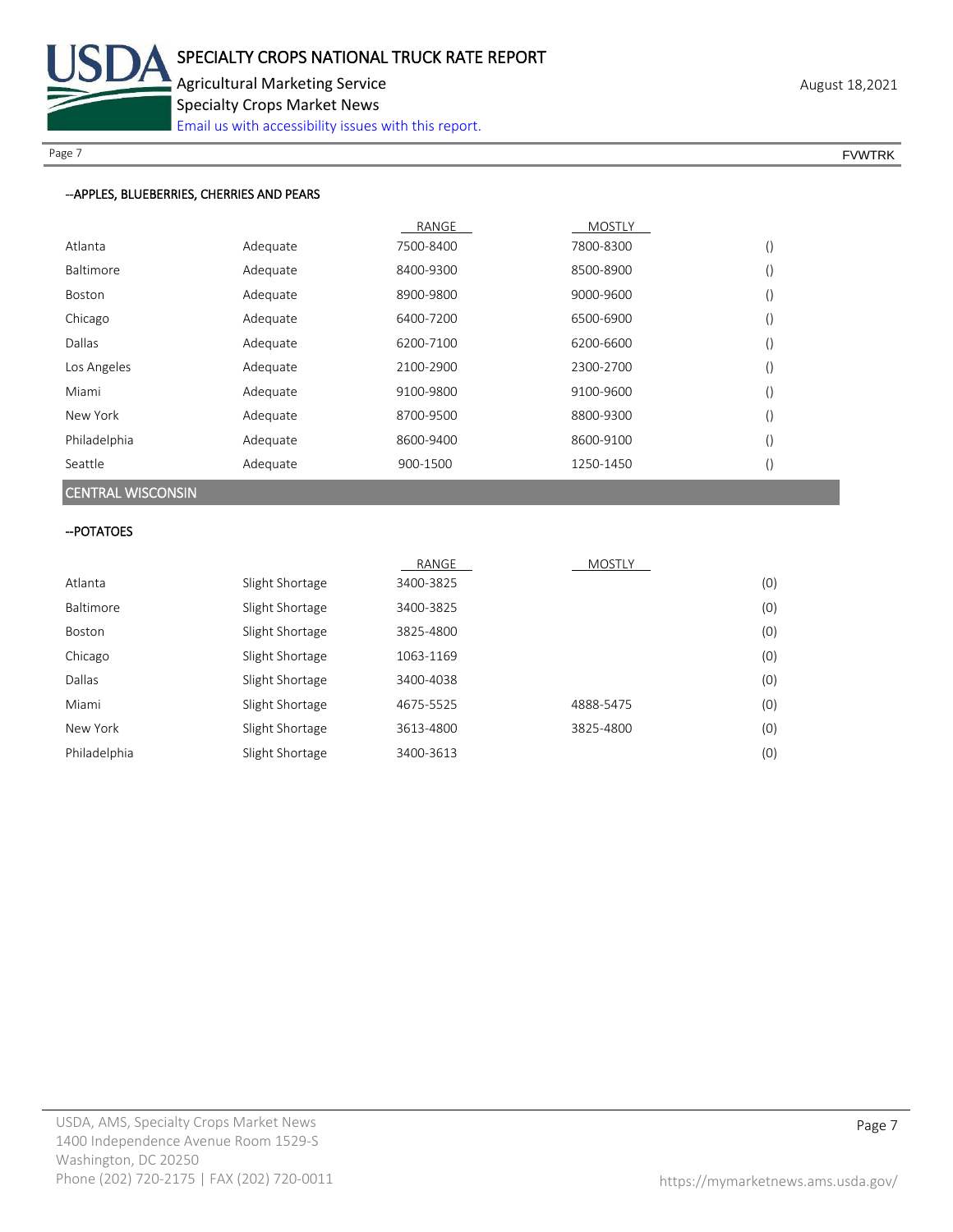--APPLES, BLUEBERRIES, CHERRIES AND PEARS

| | | RANGE | MOSTLY | |
|---|---|---|---|---|
| Atlanta | Adequate | 7500-8400 | 7800-8300 | () |
| Baltimore | Adequate | 8400-9300 | 8500-8900 | () |
| Boston | Adequate | 8900-9800 | 9000-9600 | () |
| Chicago | Adequate | 6400-7200 | 6500-6900 | () |
| Dallas | Adequate | 6200-7100 | 6200-6600 | () |
| Los Angeles | Adequate | 2100-2900 | 2300-2700 | () |
| Miami | Adequate | 9100-9800 | 9100-9600 | () |
| New York | Adequate | 8700-9500 | 8800-9300 | () |
| Philadelphia | Adequate | 8600-9400 | 8600-9100 | () |
| Seattle | Adequate | 900-1500 | 1250-1450 | () |

## CENTRAL WISCONSIN

--POTATOES

| | | RANGE | MOSTLY | |
|---|---|---|---|---|
| Atlanta | Slight Shortage | 3400-3825 | | (0) |
| Baltimore | Slight Shortage | 3400-3825 | | (0) |
| Boston | Slight Shortage | 3825-4800 | | (0) |
| Chicago | Slight Shortage | 1063-1169 | | (0) |
| Dallas | Slight Shortage | 3400-4038 | | (0) |
| Miami | Slight Shortage | 4675-5525 | 4888-5475 | (0) |
| New York | Slight Shortage | 3613-4800 | 3825-4800 | (0) |
| Philadelphia | Slight Shortage | 3400-3613 | | (0) |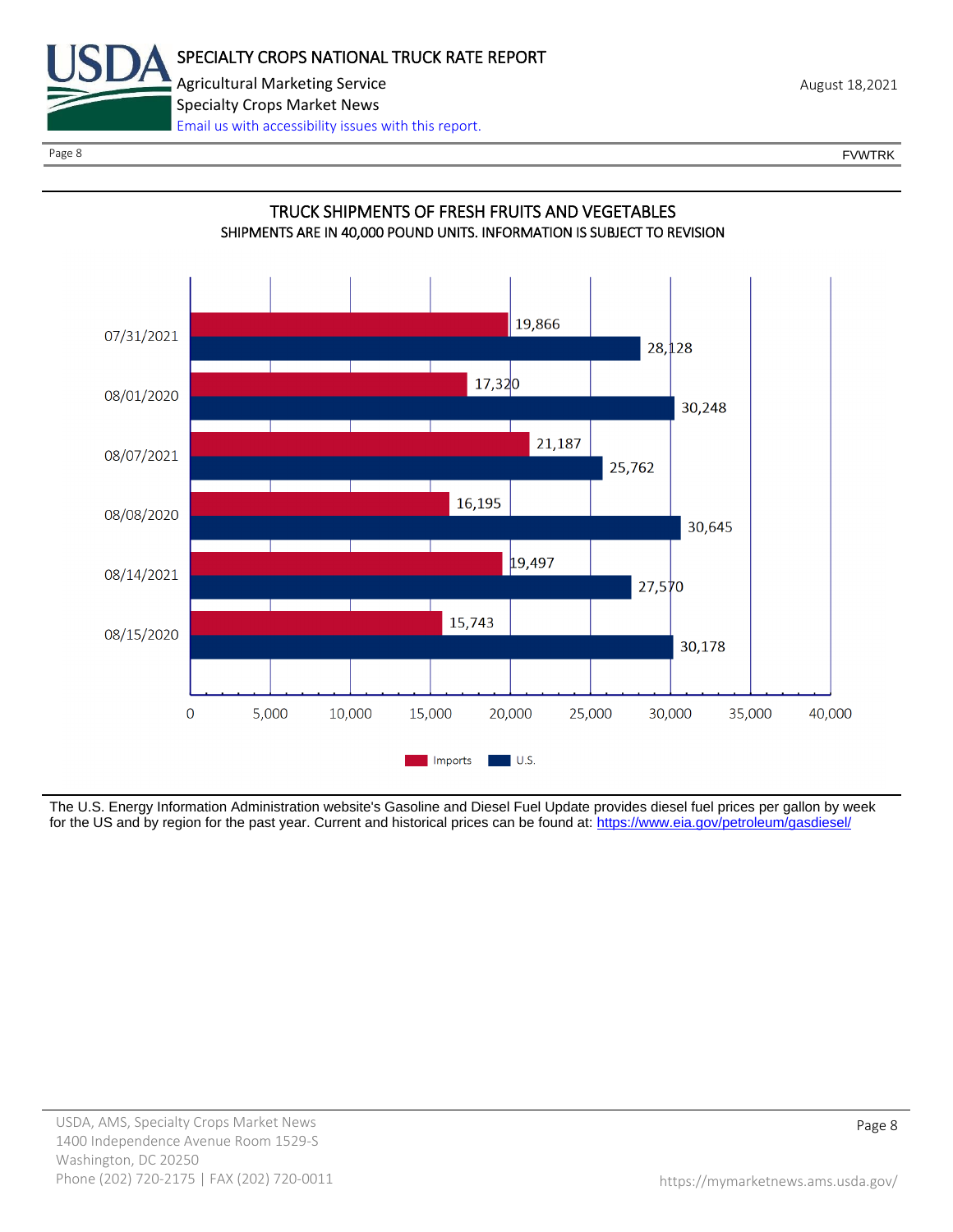## TRUCK SHIPMENTS OF FRESH FRUITS AND VEGETABLES

SHIPMENTS ARE IN 40,000 POUND UNITS. INFORMATION IS SUBJECT TO REVISION

07/31/2021
19,866
28,128

08/01/2020
17,320
30,248

08/07/2021
21,187
25,762

08/08/2020
16,195
30,645

08/14/2021
19,497
27,570

08/15/2020
15,743
30,178

0
5,000
10,000
15,000
20,000
25,000
30,000
35,000
40,000

Imports
U.S.

The U.S. Energy Information Administration website's Gasoline and Diesel Fuel Update provides diesel fuel prices per gallon by week for the US and by region for the past year. Current and historical prices can be found at: https://www.eia.gov/petroleum/gasdiesel/